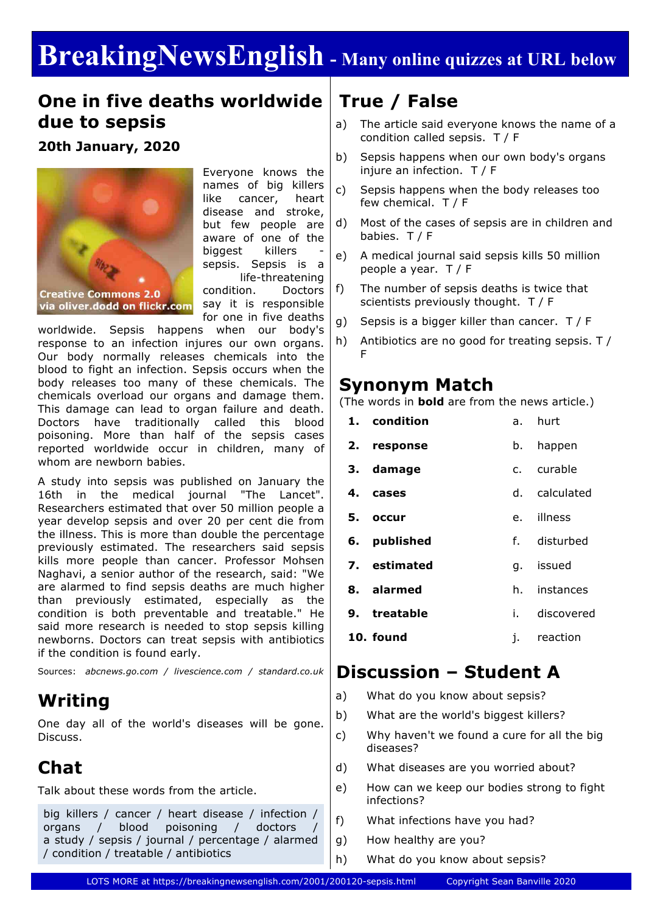# BreakingNewsEnglish - Many online quizzes at URL below

## One in five deaths worldwide due to sepsis

**20th January, 2020**

Creative Commons 2.0 via oliver.dodd on flickr.com

Everyone knows the names of big killers like cancer, heart disease and stroke, but few people are aware of one of the biggest killers - sepsis. Sepsis is a life-threatening condition. Doctors say it is responsible for one in five deaths worldwide. Sepsis happens when our body's response to an infection injures our own organs. Our body normally releases chemicals into the blood to fight an infection. Sepsis occurs when the body releases too many of these chemicals. The chemicals overload our organs and damage them. This damage can lead to organ failure and death. Doctors have traditionally called this blood poisoning. More than half of the sepsis cases reported worldwide occur in children, many of whom are newborn babies.

A study into sepsis was published on January the 16th in the medical journal "The Lancet". Researchers estimated that over 50 million people a year develop sepsis and over 20 per cent die from the illness. This is more than double the percentage previously estimated. The researchers said sepsis kills more people than cancer. Professor Mohsen Naghavi, a senior author of the research, said: "We are alarmed to find sepsis deaths are much higher than previously estimated, especially as the condition is both preventable and treatable." He said more research is needed to stop sepsis killing newborns. Doctors can treat sepsis with antibiotics if the condition is found early.

Sources: *abcnews.go.com / livescience.com / standard.co.uk*

## Writing

One day all of the world's diseases will be gone. Discuss.

## Chat

Talk about these words from the article.

big killers / cancer / heart disease / infection / organs / blood poisoning / doctors / a study / sepsis / journal / percentage / alarmed / condition / treatable / antibiotics

## True / False

a) The article said everyone knows the name of a condition called sepsis. T / F

b) Sepsis happens when our own body's organs injure an infection. T / F

c) Sepsis happens when the body releases too few chemical. T / F

d) Most of the cases of sepsis are in children and babies. T / F

e) A medical journal said sepsis kills 50 million people a year. T / F

f) The number of sepsis deaths is twice that scientists previously thought. T / F

g) Sepsis is a bigger killer than cancer. T / F

h) Antibiotics are no good for treating sepsis. T / F

## Synonym Match

(The words in **bold** are from the news article.)

| | | | |
|---|---|---|---|
| 1. | **condition** | a. | hurt |
| 2. | **response** | b. | happen |
| 3. | **damage** | c. | curable |
| 4. | **cases** | d. | calculated |
| 5. | **occur** | e. | illness |
| 6. | **published** | f. | disturbed |
| 7. | **estimated** | g. | issued |
| 8. | **alarmed** | h. | instances |
| 9. | **treatable** | i. | discovered |
| 10. | **found** | j. | reaction |

## Discussion – Student A

a) What do you know about sepsis?

b) What are the world's biggest killers?

c) Why haven't we found a cure for all the big diseases?

d) What diseases are you worried about?

e) How can we keep our bodies strong to fight infections?

f) What infections have you had?

g) How healthy are you?

h) What do you know about sepsis?

LOTS MORE at https://breakingnewsenglish.com/2001/200120-sepsis.html Copyright Sean Banville 2020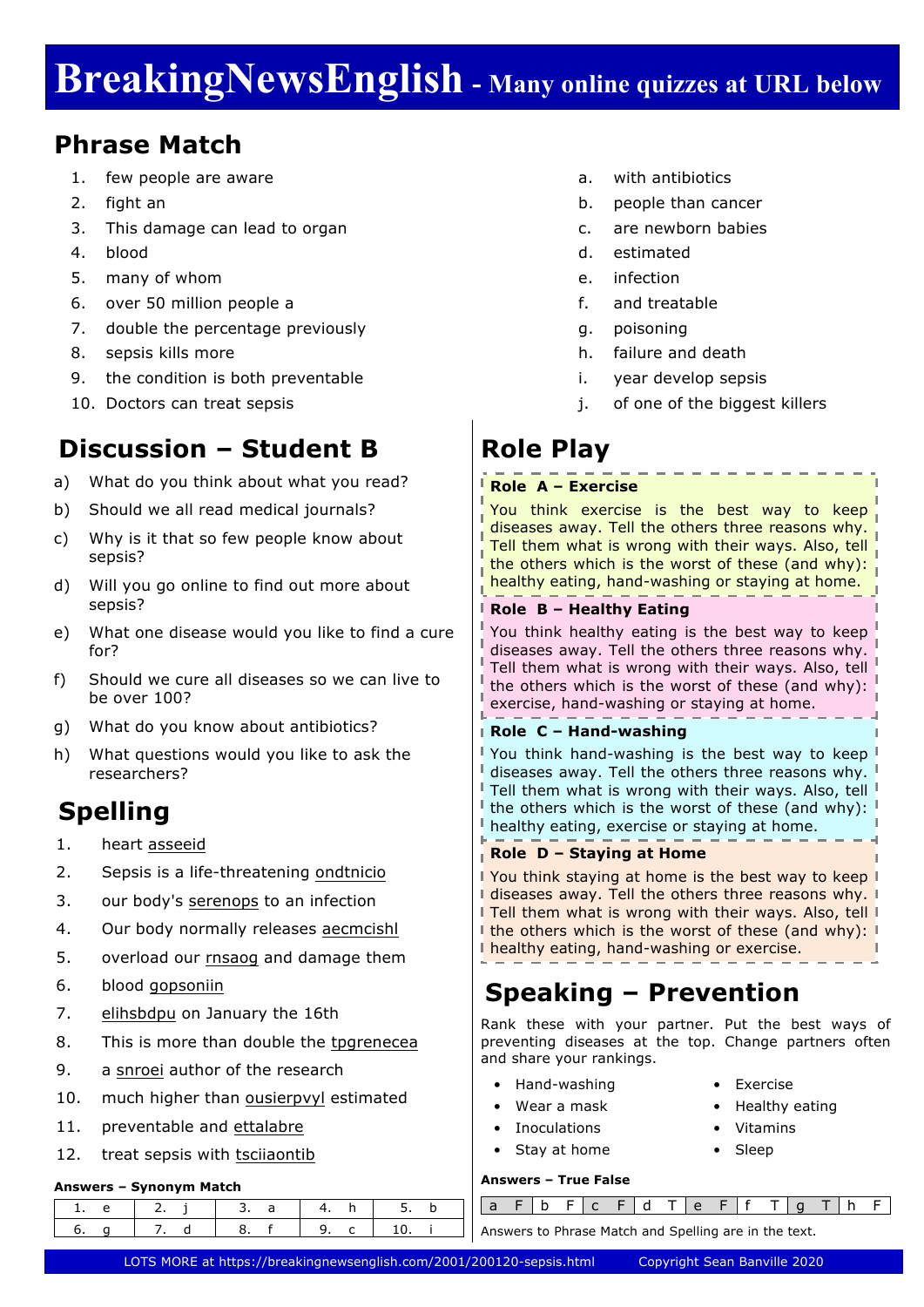# BreakingNewsEnglish - Many online quizzes at URL below

## Phrase Match

1. few people are aware
2. fight an
3. This damage can lead to organ
4. blood
5. many of whom
6. over 50 million people a
7. double the percentage previously
8. sepsis kills more
9. the condition is both preventable
10. Doctors can treat sepsis

a. with antibiotics
b. people than cancer
c. are newborn babies
d. estimated
e. infection
f. and treatable
g. poisoning
h. failure and death
i. year develop sepsis
j. of one of the biggest killers

## Discussion – Student B

a) What do you think about what you read?
b) Should we all read medical journals?
c) Why is it that so few people know about sepsis?
d) Will you go online to find out more about sepsis?
e) What one disease would you like to find a cure for?
f) Should we cure all diseases so we can live to be over 100?
g) What do you know about antibiotics?
h) What questions would you like to ask the researchers?

## Spelling

1. heart asseeid
2. Sepsis is a life-threatening ondtnicio
3. our body's serenops to an infection
4. Our body normally releases aecmcishl
5. overload our rnsaog and damage them
6. blood gopsoniin
7. elihsbdpu on January the 16th
8. This is more than double the tpgrenecea
9. a snroei author of the research
10. much higher than ousierpvyl estimated
11. preventable and ettalabre
12. treat sepsis with tsciiaontib

**Answers – Synonym Match**

| | | | | |
|---|---|---|---|---|
| 1. e | 2. j | 3. a | 4. h | 5. b |
| 6. g | 7. d | 8. f | 9. c | 10. i |

## Role Play

**Role A – Exercise**

You think exercise is the best way to keep diseases away. Tell the others three reasons why. Tell them what is wrong with their ways. Also, tell the others which is the worst of these (and why): healthy eating, hand-washing or staying at home.

**Role B – Healthy Eating**

You think healthy eating is the best way to keep diseases away. Tell the others three reasons why. Tell them what is wrong with their ways. Also, tell the others which is the worst of these (and why): exercise, hand-washing or staying at home.

**Role C – Hand-washing**

You think hand-washing is the best way to keep diseases away. Tell the others three reasons why. Tell them what is wrong with their ways. Also, tell the others which is the worst of these (and why): healthy eating, exercise or staying at home.

**Role D – Staying at Home**

You think staying at home is the best way to keep diseases away. Tell the others three reasons why. Tell them what is wrong with their ways. Also, tell the others which is the worst of these (and why): healthy eating, hand-washing or exercise.

## Speaking – Prevention

Rank these with your partner. Put the best ways of preventing diseases at the top. Change partners often and share your rankings.

- Hand-washing
- Wear a mask
- Inoculations
- Stay at home
- Exercise
- Healthy eating
- Vitamins
- Sleep

**Answers – True False**

| | | | | | | | | | | | | | | | |
|---|---|---|---|---|---|---|---|---|---|---|---|---|---|---|---|
| a | F | b | F | c | F | d | T | e | F | f | T | g | T | h | F |

Answers to Phrase Match and Spelling are in the text.

LOTS MORE at https://breakingnewsenglish.com/2001/200120-sepsis.html Copyright Sean Banville 2020